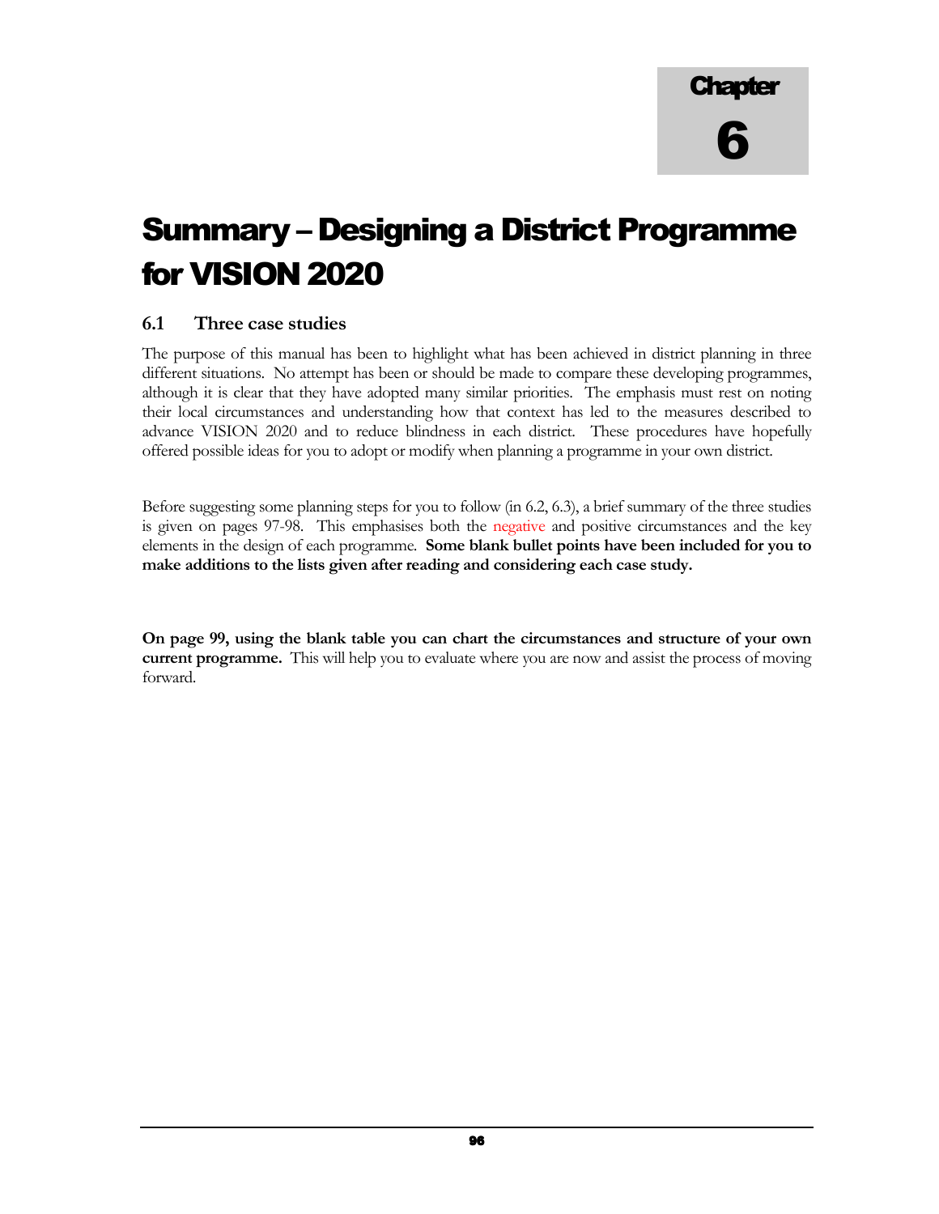# Chapter 6

# Summary – Designing a District Programme for VISION 2020

## 6.1 Three case studies

The purpose of this manual has been to highlight what has been achieved in district planning in three different situations. No attempt has been or should be made to compare these developing programmes, although it is clear that they have adopted many similar priorities. The emphasis must rest on noting their local circumstances and understanding how that context has led to the measures described to advance VISION 2020 and to reduce blindness in each district. These procedures have hopefully offered possible ideas for you to adopt or modify when planning a programme in your own district.

Before suggesting some planning steps for you to follow (in 6.2, 6.3), a brief summary of the three studies is given on pages 97-98. This emphasises both the negative and positive circumstances and the key elements in the design of each programme. **Some blank bullet points have been included for you to make additions to the lists given after reading and considering each case study.**

**On page 99, using the blank table you can chart the circumstances and structure of your own current programme.** This will help you to evaluate where you are now and assist the process of moving forward.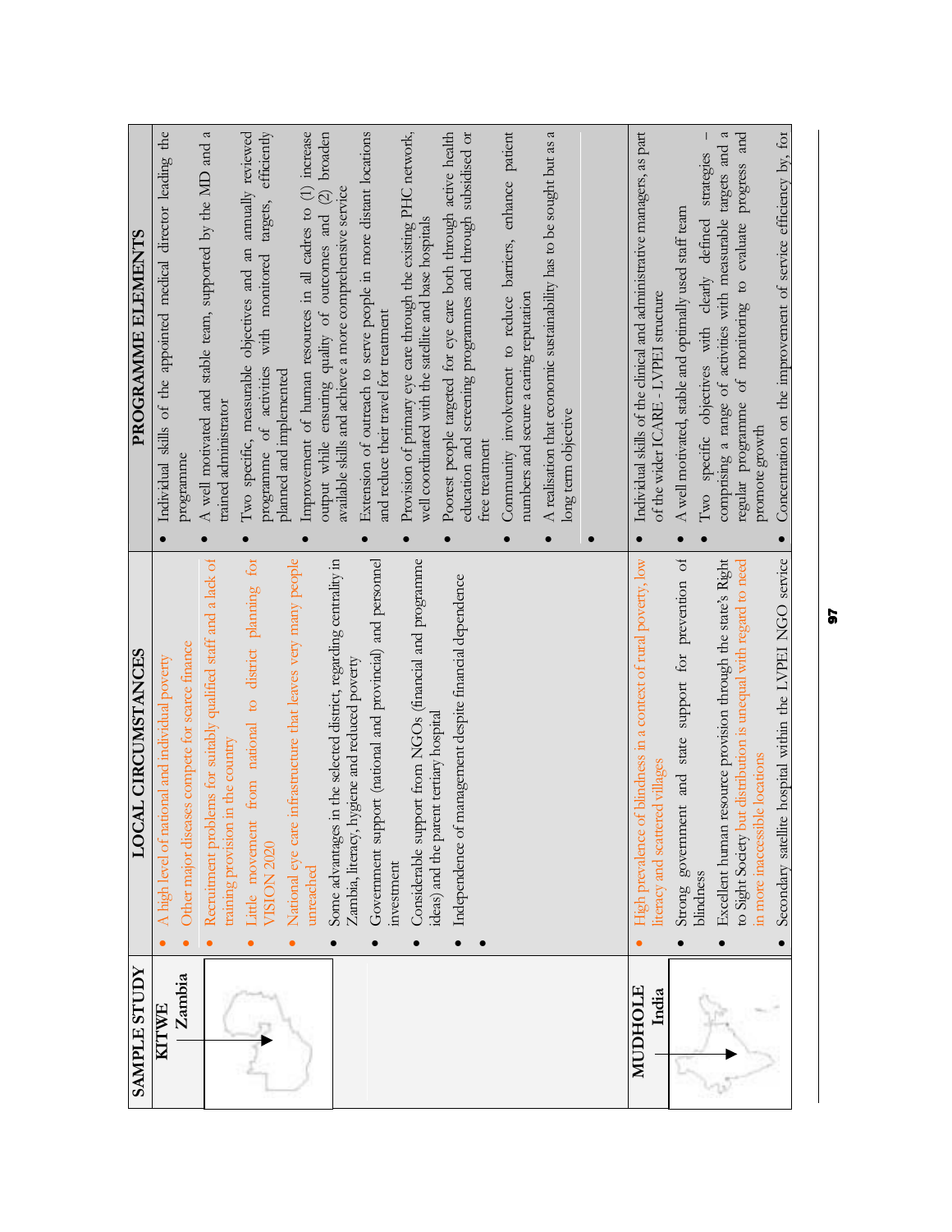| SAMPLE STUDY | LOCAL CIRCUMSTANCES | PROGRAMME ELEMENTS |
|---|---|---|
| **KITWE** **Zambia** | • A high level of national and individual poverty<br>• Other major diseases compete for scarce finance<br>• Recruitment problems for suitably qualified staff and a lack of training provision in the country<br>• Little movement from national to district planning for VISION 2020<br>• National eye care infrastructure that leaves very many people unreached<br>• Some advantages in the selected district, regarding centrality in Zambia, literacy, hygiene and reduced poverty<br>• Government support (national and provincial) and personnel investment<br>• Considerable support from NGOs (financial and programme ideas) and the parent tertiary hospital<br>• Independence of management despite financial dependence<br>• | • Individual skills of the appointed medical director leading the programme<br>• A well motivated and stable team, supported by the MD and a trained administrator<br>• Two specific, measurable objectives and an annually reviewed programme of activities with monitored targets, efficiently planned and implemented<br>• Improvement of human resources in all cadres to (1) increase output while ensuring quality of outcomes and (2) broaden available skills and achieve a more comprehensive service<br>• Extension of outreach to serve people in more distant locations and reduce their travel for treatment<br>• Provision of primary eye care through the existing PHC network, well coordinated with the satellite and base hospitals<br>• Poorest people targeted for eye care both through active health education and screening programmes and through subsidised or free treatment<br>• Community involvement to reduce barriers, enhance patient numbers and secure a caring reputation<br>• A realisation that economic sustainability has to be sought but as a long term objective<br>• |
| **MUDHOLE** **India** | • High prevalence of blindness in a context of rural poverty, low literacy and scattered villages<br>• Strong government and state support for prevention of blindness<br>• Excellent human resource provision through the state's Right to Sight Society but distribution is unequal with regard to need in more inaccessible locations<br>• Secondary satellite hospital within the LVPEI NGO service | • Individual skills of the clinical and administrative managers, as part of the wider ICARE - LVPEI structure<br>• A well motivated, stable and optimally used staff team<br>• Two specific objectives with clearly defined strategies – comprising a range of activities with measurable targets and a regular programme of monitoring to evaluate progress and promote growth<br>• Concentration on the improvement of service efficiency by, for |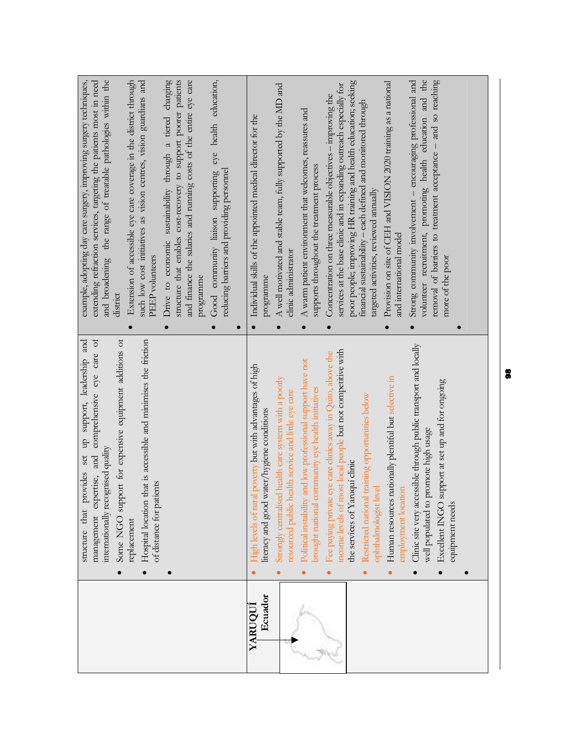| | | |
|---|---|---|
| | • structure that provides set up support, leadership and management expertise, and comprehensive eye care of internationally recognised quality<br>• Some NGO support for expensive equipment additions or replacement<br>• Hospital location that is accessible and minimises the friction of distance for patients<br>• | example, adopting day care surgery, improving surgery techniques, extending refraction services, targeting the patients most in need and broadening the range of treatable pathologies within the district<br>• Extension of accessible eye care coverage in the district through such low cost initiatives as vision centres, vision guardians and PEEP volunteers<br>• Drive to economic sustainability through a tiered charging structure that enables cost-recovery to support poorer patients and finance the salaries and running costs of the entire eye care programme<br>• Good community liaison supporting eye health education, reducing barriers and providing personnel<br>• |
| **YARUQUÍ**<br>**Ecuador** | • High levels of rural poverty but with advantages of high literacy and good water/hygiene conditions<br>• Strongly centralised health care system with a poorly resourced public health service and little eye care<br>• Political instability and low professional support have not brought national community eye health initiatives<br>• Fee paying private eye care clinics away in Quito, above the income levels of most local people but not competitive with the services of Yaruquí clinic<br>• Restricted national training opportunities below ophthalmologist level<br>• Human resources nationally plentiful but selective in employment location<br>• Clinic site very accessible through public transport and locally well populated to promote high usage<br>• Excellent INGO support at set up and for ongoing equipment needs<br>• | • Individual skills of the appointed medical director for the programme<br>• A well motivated and stable team, fully supported by the MD and clinic administrator<br>• A warm patient environment that welcomes, reassures and supports throughout the treatment process<br>• Concentration on three measurable objectives – improving the services at the base clinic and in expanding outreach especially for poor people; improving HR training and health education; seeking financial sustainability – each defined and monitored through targeted activities, reviewed annually<br>• Provision on site of CEH and VISION 2020 training as a national and international model<br>• Strong community involvement – encouraging professional and volunteer recruitment, promoting health education and the removal of barriers to treatment acceptance – and so reaching more of the poor<br>• |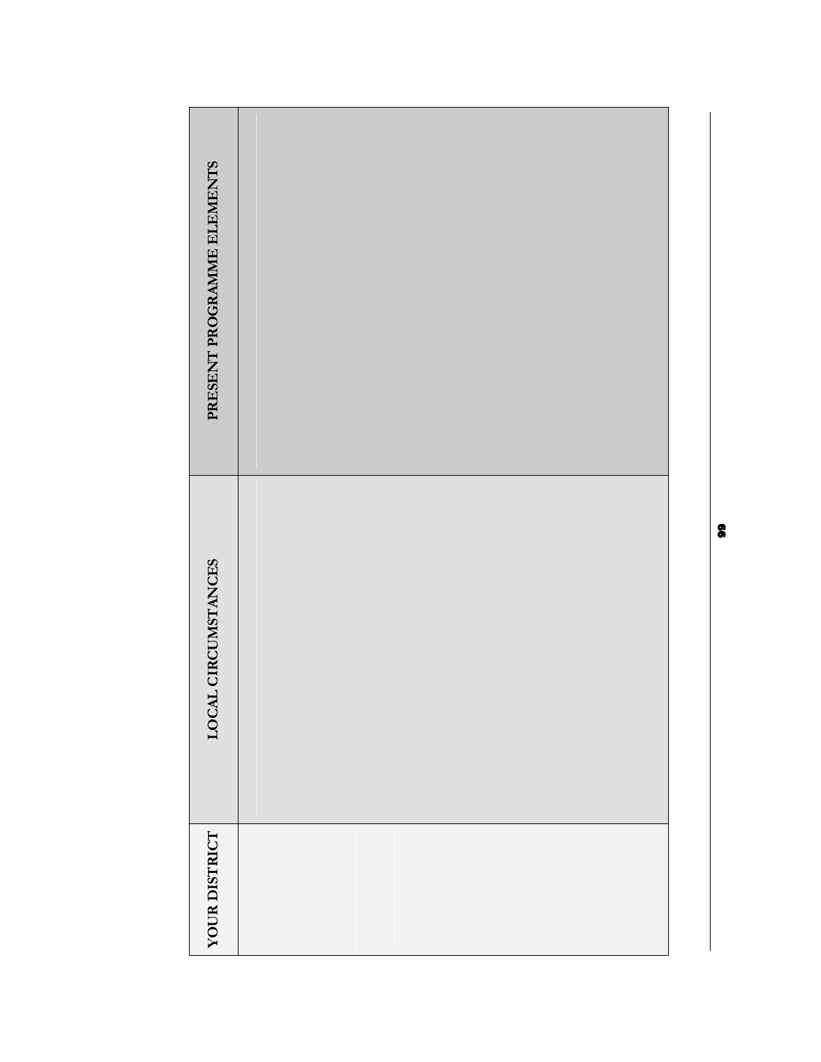| YOUR DISTRICT | LOCAL CIRCUMSTANCES | PRESENT PROGRAMME ELEMENTS |
|---|---|---|
| | | |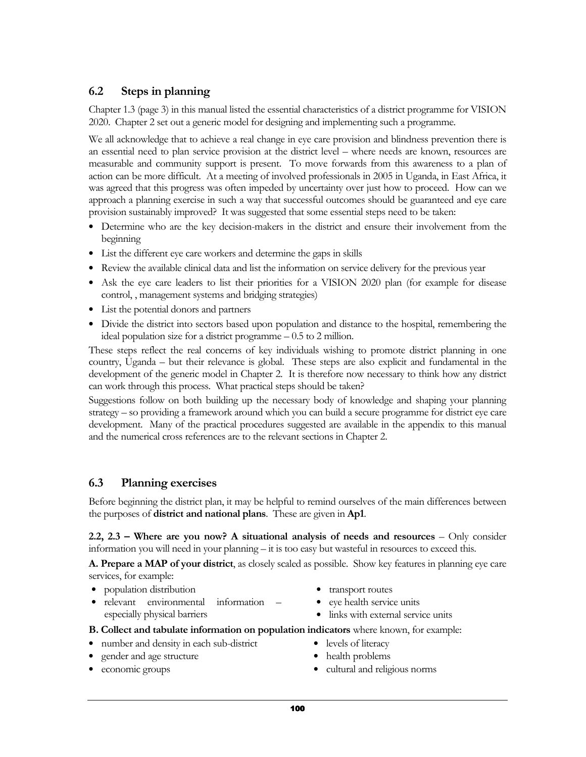## 6.2 Steps in planning

Chapter 1.3 (page 3) in this manual listed the essential characteristics of a district programme for VISION 2020. Chapter 2 set out a generic model for designing and implementing such a programme.

We all acknowledge that to achieve a real change in eye care provision and blindness prevention there is an essential need to plan service provision at the district level – where needs are known, resources are measurable and community support is present. To move forwards from this awareness to a plan of action can be more difficult. At a meeting of involved professionals in 2005 in Uganda, in East Africa, it was agreed that this progress was often impeded by uncertainty over just how to proceed. How can we approach a planning exercise in such a way that successful outcomes should be guaranteed and eye care provision sustainably improved? It was suggested that some essential steps need to be taken:

- Determine who are the key decision-makers in the district and ensure their involvement from the beginning
- List the different eye care workers and determine the gaps in skills
- Review the available clinical data and list the information on service delivery for the previous year
- Ask the eye care leaders to list their priorities for a VISION 2020 plan (for example for disease control, , management systems and bridging strategies)
- List the potential donors and partners
- Divide the district into sectors based upon population and distance to the hospital, remembering the ideal population size for a district programme – 0.5 to 2 million.

These steps reflect the real concerns of key individuals wishing to promote district planning in one country, Uganda – but their relevance is global. These steps are also explicit and fundamental in the development of the generic model in Chapter 2. It is therefore now necessary to think how any district can work through this process. What practical steps should be taken?

Suggestions follow on both building up the necessary body of knowledge and shaping your planning strategy – so providing a framework around which you can build a secure programme for district eye care development. Many of the practical procedures suggested are available in the appendix to this manual and the numerical cross references are to the relevant sections in Chapter 2.

## 6.3 Planning exercises

Before beginning the district plan, it may be helpful to remind ourselves of the main differences between the purposes of **district and national plans**. These are given in **Ap1**.

**2.2, 2.3 – Where are you now? A situational analysis of needs and resources** – Only consider information you will need in your planning – it is too easy but wasteful in resources to exceed this.

**A. Prepare a MAP of your district**, as closely scaled as possible. Show key features in planning eye care services, for example:

- population distribution
- relevant environmental information – especially physical barriers
- transport routes
- eye health service units
- links with external service units

**B. Collect and tabulate information on population indicators** where known, for example:

- number and density in each sub-district
- gender and age structure
- economic groups
- levels of literacy
- health problems
- cultural and religious norms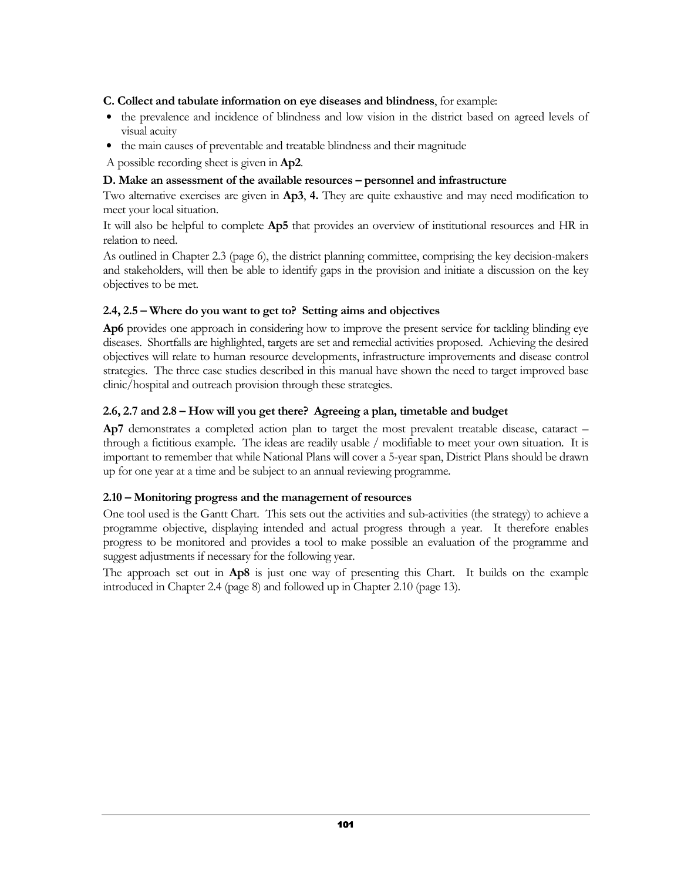**C. Collect and tabulate information on eye diseases and blindness**, for example:

- the prevalence and incidence of blindness and low vision in the district based on agreed levels of visual acuity
- the main causes of preventable and treatable blindness and their magnitude

A possible recording sheet is given in **Ap2**.

**D. Make an assessment of the available resources – personnel and infrastructure**

Two alternative exercises are given in **Ap3**, **4.** They are quite exhaustive and may need modification to meet your local situation.

It will also be helpful to complete **Ap5** that provides an overview of institutional resources and HR in relation to need.

As outlined in Chapter 2.3 (page 6), the district planning committee, comprising the key decision-makers and stakeholders, will then be able to identify gaps in the provision and initiate a discussion on the key objectives to be met.

### 2.4, 2.5 – Where do you want to get to? Setting aims and objectives

**Ap6** provides one approach in considering how to improve the present service for tackling blinding eye diseases. Shortfalls are highlighted, targets are set and remedial activities proposed. Achieving the desired objectives will relate to human resource developments, infrastructure improvements and disease control strategies. The three case studies described in this manual have shown the need to target improved base clinic/hospital and outreach provision through these strategies.

### 2.6, 2.7 and 2.8 – How will you get there? Agreeing a plan, timetable and budget

**Ap7** demonstrates a completed action plan to target the most prevalent treatable disease, cataract – through a fictitious example. The ideas are readily usable / modifiable to meet your own situation. It is important to remember that while National Plans will cover a 5-year span, District Plans should be drawn up for one year at a time and be subject to an annual reviewing programme.

### 2.10 – Monitoring progress and the management of resources

One tool used is the Gantt Chart. This sets out the activities and sub-activities (the strategy) to achieve a programme objective, displaying intended and actual progress through a year. It therefore enables progress to be monitored and provides a tool to make possible an evaluation of the programme and suggest adjustments if necessary for the following year.

The approach set out in **Ap8** is just one way of presenting this Chart. It builds on the example introduced in Chapter 2.4 (page 8) and followed up in Chapter 2.10 (page 13).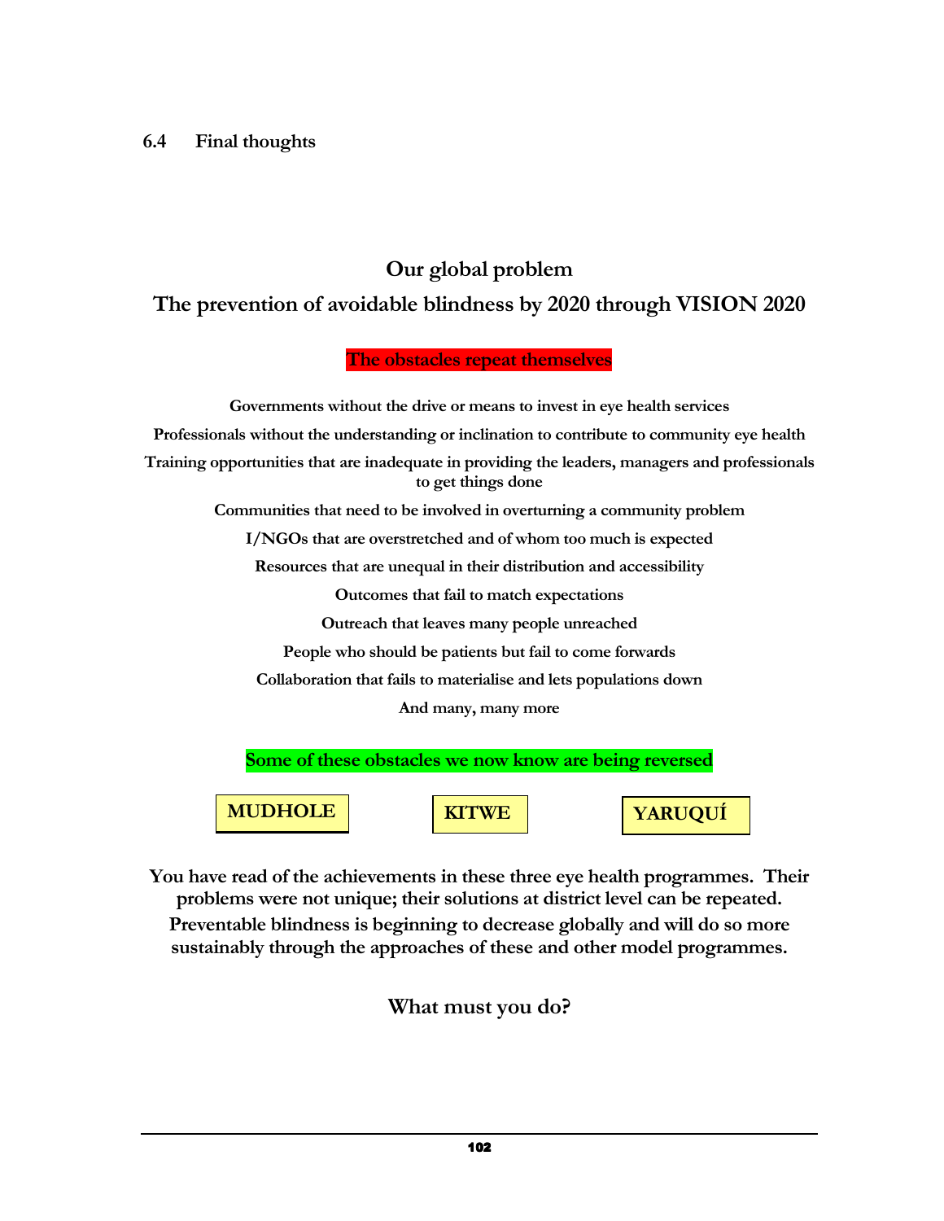## 6.4 Final thoughts

**Our global problem**

**The prevention of avoidable blindness by 2020 through VISION 2020**

**The obstacles repeat themselves**

**Governments without the drive or means to invest in eye health services**

**Professionals without the understanding or inclination to contribute to community eye health**

**Training opportunities that are inadequate in providing the leaders, managers and professionals to get things done**

**Communities that need to be involved in overturning a community problem**

**I/NGOs that are overstretched and of whom too much is expected**

**Resources that are unequal in their distribution and accessibility**

**Outcomes that fail to match expectations**

**Outreach that leaves many people unreached**

**People who should be patients but fail to come forwards**

**Collaboration that fails to materialise and lets populations down**

**And many, many more**

**Some of these obstacles we now know are being reversed**

**MUDHOLE** | **KITWE** | **YARUQUÍ**

**You have read of the achievements in these three eye health programmes. Their problems were not unique; their solutions at district level can be repeated. Preventable blindness is beginning to decrease globally and will do so more sustainably through the approaches of these and other model programmes.**

**What must you do?**